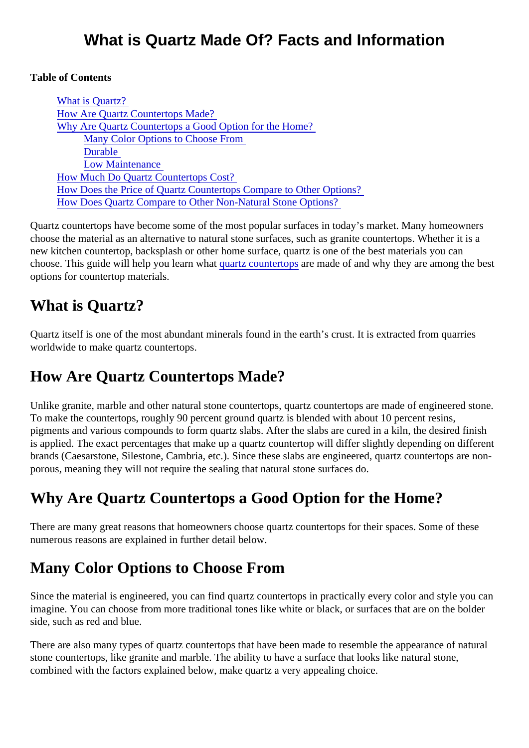# What is Quartz Made Of? Facts and Information

**Table of Contents**

- What is Quartz?
- How Are Quartz Countertops Made?
- Why Are Quartz Countertops a Good Option for the Home?
  - Many Color Options to Choose From
  - Durable
  - Low Maintenance
- How Much Do Quartz Countertops Cost?
- How Does the Price of Quartz Countertops Compare to Other Options?
- How Does Quartz Compare to Other Non-Natural Stone Options?

Quartz countertops have become some of the most popular surfaces in today's market. Many homeowners choose the material as an alternative to natural stone surfaces, such as granite countertops. Whether it is a new kitchen countertop, backsplash or other home surface, quartz is one of the best materials you can choose. This guide will help you learn what quartz countertops are made of and why they are among the best options for countertop materials.

## What is Quartz?

Quartz itself is one of the most abundant minerals found in the earth's crust. It is extracted from quarries worldwide to make quartz countertops.

## How Are Quartz Countertops Made?

Unlike granite, marble and other natural stone countertops, quartz countertops are made of engineered stone. To make the countertops, roughly 90 percent ground quartz is blended with about 10 percent resins, pigments and various compounds to form quartz slabs. After the slabs are cured in a kiln, the desired finish is applied. The exact percentages that make up a quartz countertop will differ slightly depending on different brands (Caesarstone, Silestone, Cambria, etc.). Since these slabs are engineered, quartz countertops are non-porous, meaning they will not require the sealing that natural stone surfaces do.

## Why Are Quartz Countertops a Good Option for the Home?

There are many great reasons that homeowners choose quartz countertops for their spaces. Some of these numerous reasons are explained in further detail below.

## Many Color Options to Choose From

Since the material is engineered, you can find quartz countertops in practically every color and style you can imagine. You can choose from more traditional tones like white or black, or surfaces that are on the bolder side, such as red and blue.

There are also many types of quartz countertops that have been made to resemble the appearance of natural stone countertops, like granite and marble. The ability to have a surface that looks like natural stone, combined with the factors explained below, make quartz a very appealing choice.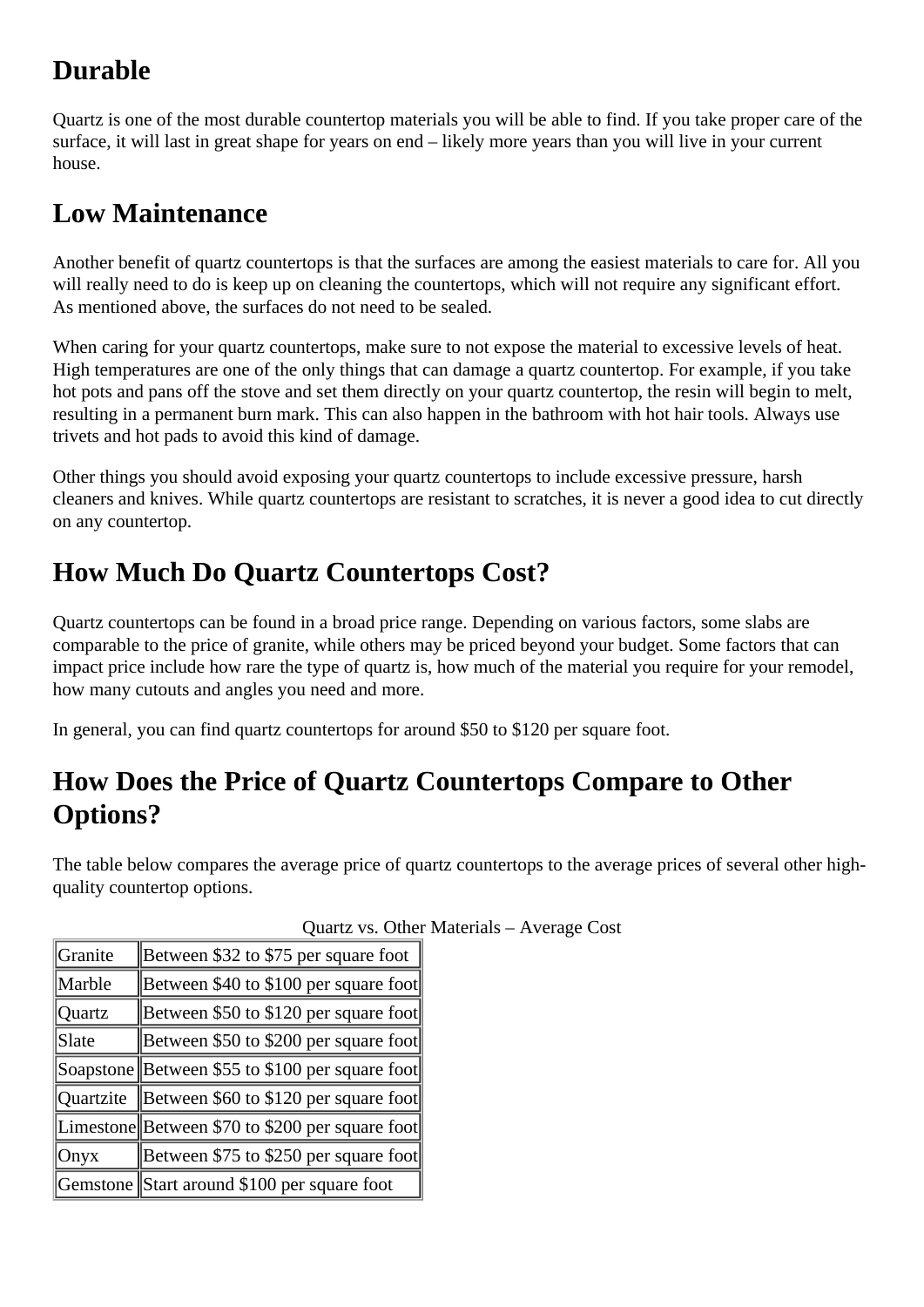## Durable

Quartz is one of the most durable countertop materials you will be able to find. If you take proper care of the surface, it will last in great shape for years on end – likely more years than you will live in your current house.

## Low Maintenance

Another benefit of quartz countertops is that the surfaces are among the easiest materials to care for. All you will really need to do is keep up on cleaning the countertops, which will not require any significant effort. As mentioned above, the surfaces do not need to be sealed.

When caring for your quartz countertops, make sure to not expose the material to excessive levels of heat. High temperatures are one of the only things that can damage a quartz countertop. For example, if you take hot pots and pans off the stove and set them directly on your quartz countertop, the resin will begin to melt, resulting in a permanent burn mark. This can also happen in the bathroom with hot hair tools. Always use trivets and hot pads to avoid this kind of damage.

Other things you should avoid exposing your quartz countertops to include excessive pressure, harsh cleaners and knives. While quartz countertops are resistant to scratches, it is never a good idea to cut directly on any countertop.

## How Much Do Quartz Countertops Cost?

Quartz countertops can be found in a broad price range. Depending on various factors, some slabs are comparable to the price of granite, while others may be priced beyond your budget. Some factors that can impact price include how rare the type of quartz is, how much of the material you require for your remodel, how many cutouts and angles you need and more.

In general, you can find quartz countertops for around $50 to $120 per square foot.

## How Does the Price of Quartz Countertops Compare to Other Options?

The table below compares the average price of quartz countertops to the average prices of several other high-quality countertop options.

Quartz vs. Other Materials – Average Cost

| | |
|---|---|
| Granite | Between $32 to $75 per square foot |
| Marble | Between $40 to $100 per square foot |
| Quartz | Between $50 to $120 per square foot |
| Slate | Between $50 to $200 per square foot |
| Soapstone | Between $55 to $100 per square foot |
| Quartzite | Between $60 to $120 per square foot |
| Limestone | Between $70 to $200 per square foot |
| Onyx | Between $75 to $250 per square foot |
| Gemstone | Start around $100 per square foot |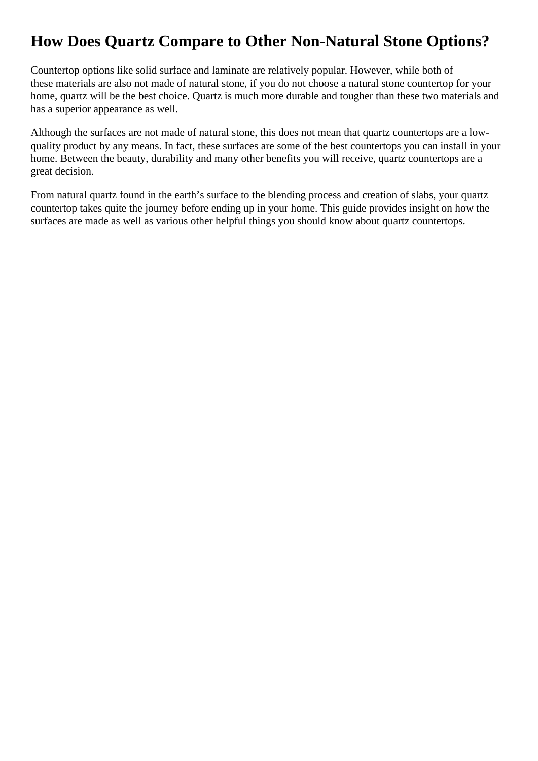# How Does Quartz Compare to Other Non-Natural Stone Options?

Countertop options like solid surface and laminate are relatively popular. However, while both of these materials are also not made of natural stone, if you do not choose a natural stone countertop for your home, quartz will be the best choice. Quartz is much more durable and tougher than these two materials and has a superior appearance as well.

Although the surfaces are not made of natural stone, this does not mean that quartz countertops are a low-quality product by any means. In fact, these surfaces are some of the best countertops you can install in your home. Between the beauty, durability and many other benefits you will receive, quartz countertops are a great decision.

From natural quartz found in the earth's surface to the blending process and creation of slabs, your quartz countertop takes quite the journey before ending up in your home. This guide provides insight on how the surfaces are made as well as various other helpful things you should know about quartz countertops.